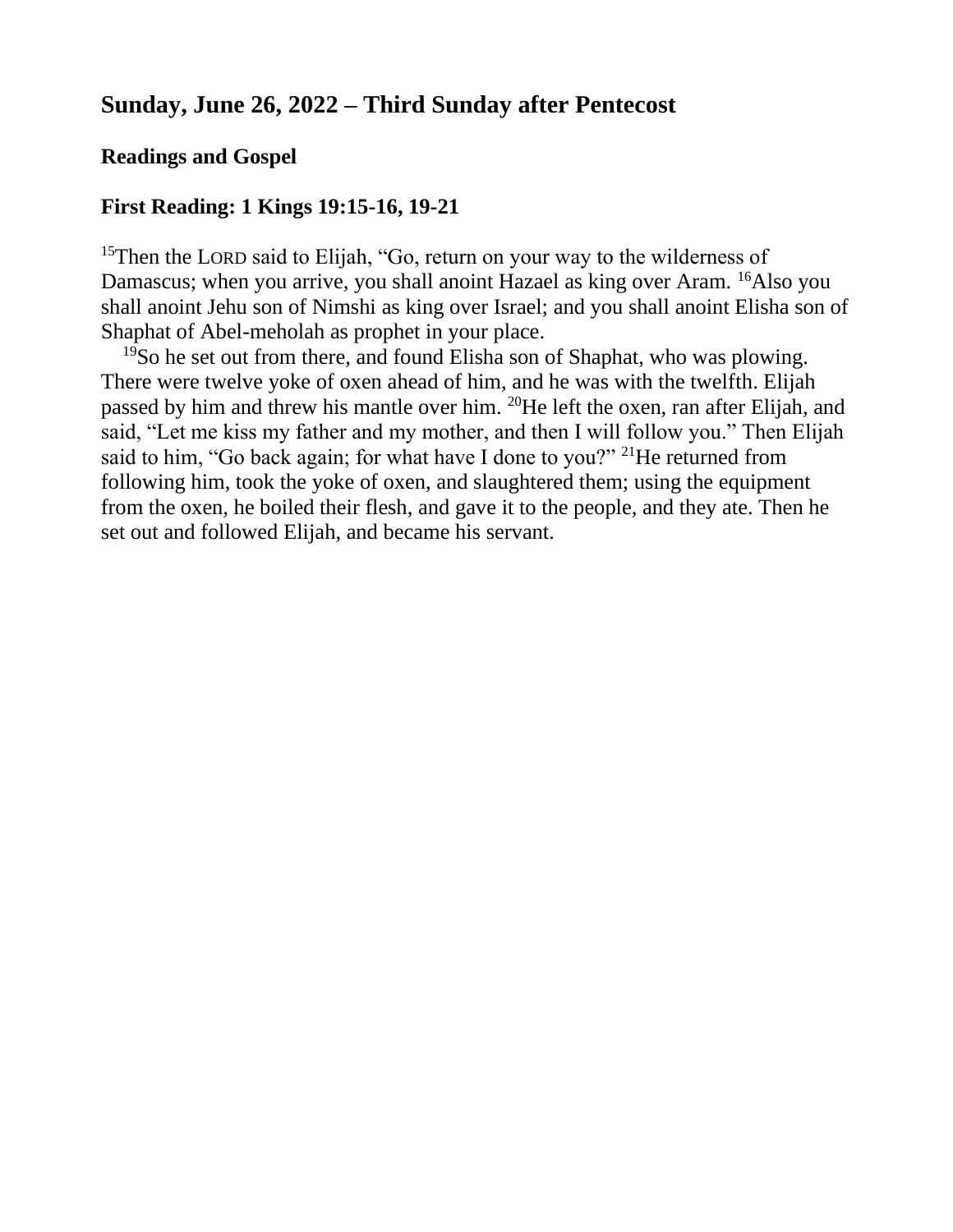## Sunday, June 26, 2022 – Third Sunday after Pentecost

### Readings and Gospel

### First Reading: 1 Kings 19:15-16, 19-21

[15]Then the LORD said to Elijah, “Go, return on your way to the wilderness of Damascus; when you arrive, you shall anoint Hazael as king over Aram. [16]Also you shall anoint Jehu son of Nimshi as king over Israel; and you shall anoint Elisha son of Shaphat of Abel-meholah as prophet in your place.

[19]So he set out from there, and found Elisha son of Shaphat, who was plowing. There were twelve yoke of oxen ahead of him, and he was with the twelfth. Elijah passed by him and threw his mantle over him. [20]He left the oxen, ran after Elijah, and said, “Let me kiss my father and my mother, and then I will follow you.” Then Elijah said to him, “Go back again; for what have I done to you?” [21]He returned from following him, took the yoke of oxen, and slaughtered them; using the equipment from the oxen, he boiled their flesh, and gave it to the people, and they ate. Then he set out and followed Elijah, and became his servant.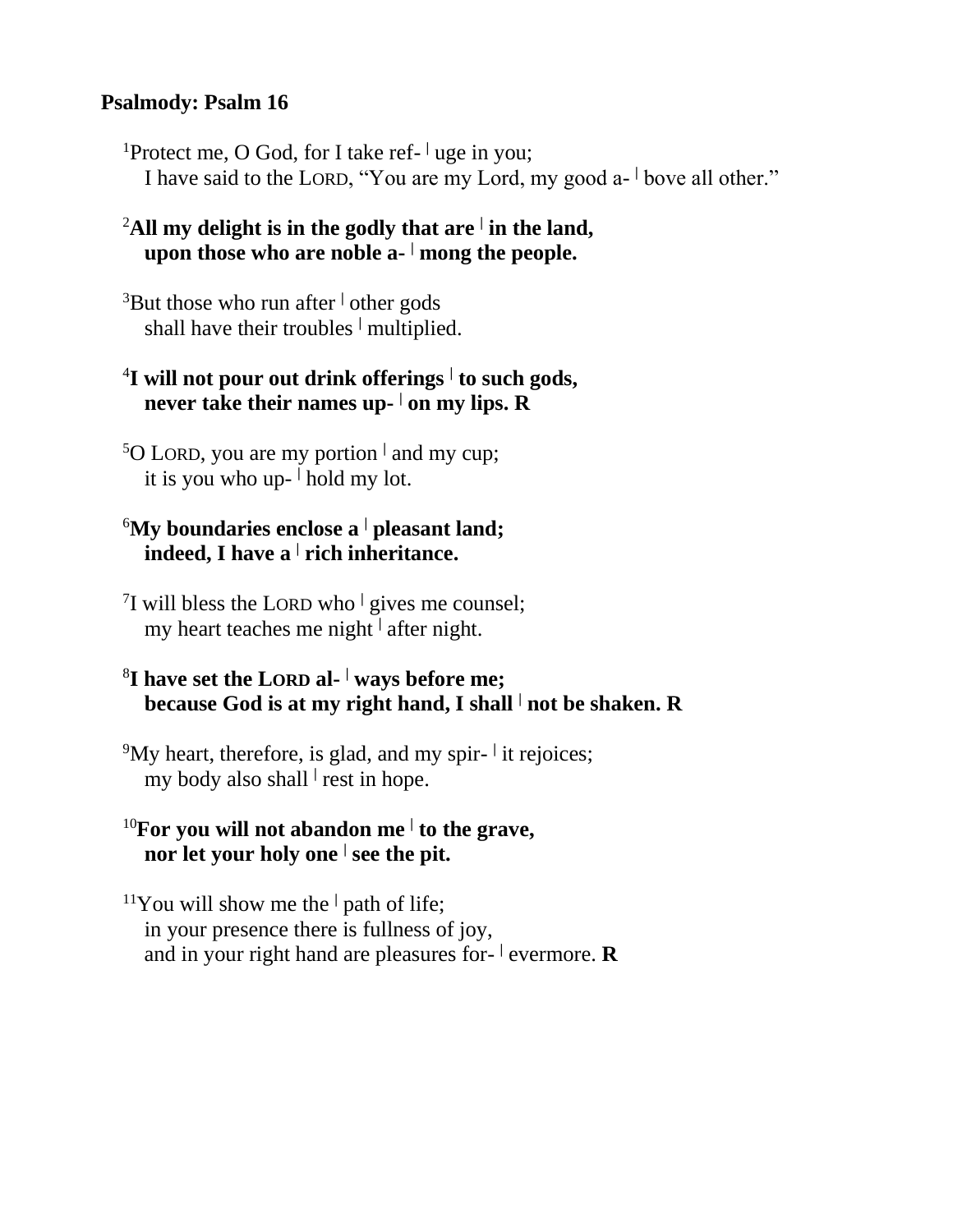**Psalmody: Psalm 16**

[1]Protect me, O God, for I take ref- ǀ uge in you;
I have said to the LORD, "You are my Lord, my good a- ǀ bove all other."

**[2]All my delight is in the godly that are ǀ in the land,**
**upon those who are noble a- ǀ mong the people.**

[3]But those who run after ǀ other gods
shall have their troubles ǀ multiplied.

**[4]I will not pour out drink offerings ǀ to such gods,**
**never take their names up- ǀ on my lips. R**

[5]O LORD, you are my portion ǀ and my cup;
it is you who up- ǀ hold my lot.

**[6]My boundaries enclose a ǀ pleasant land;**
**indeed, I have a ǀ rich inheritance.**

[7]I will bless the LORD who ǀ gives me counsel;
my heart teaches me night ǀ after night.

**[8]I have set the LORD al- ǀ ways before me;**
**because God is at my right hand, I shall ǀ not be shaken. R**

[9]My heart, therefore, is glad, and my spir- ǀ it rejoices;
my body also shall ǀ rest in hope.

**[10]For you will not abandon me ǀ to the grave,**
**nor let your holy one ǀ see the pit.**

[11]You will show me the ǀ path of life;
in your presence there is fullness of joy,
and in your right hand are pleasures for- ǀ evermore. **R**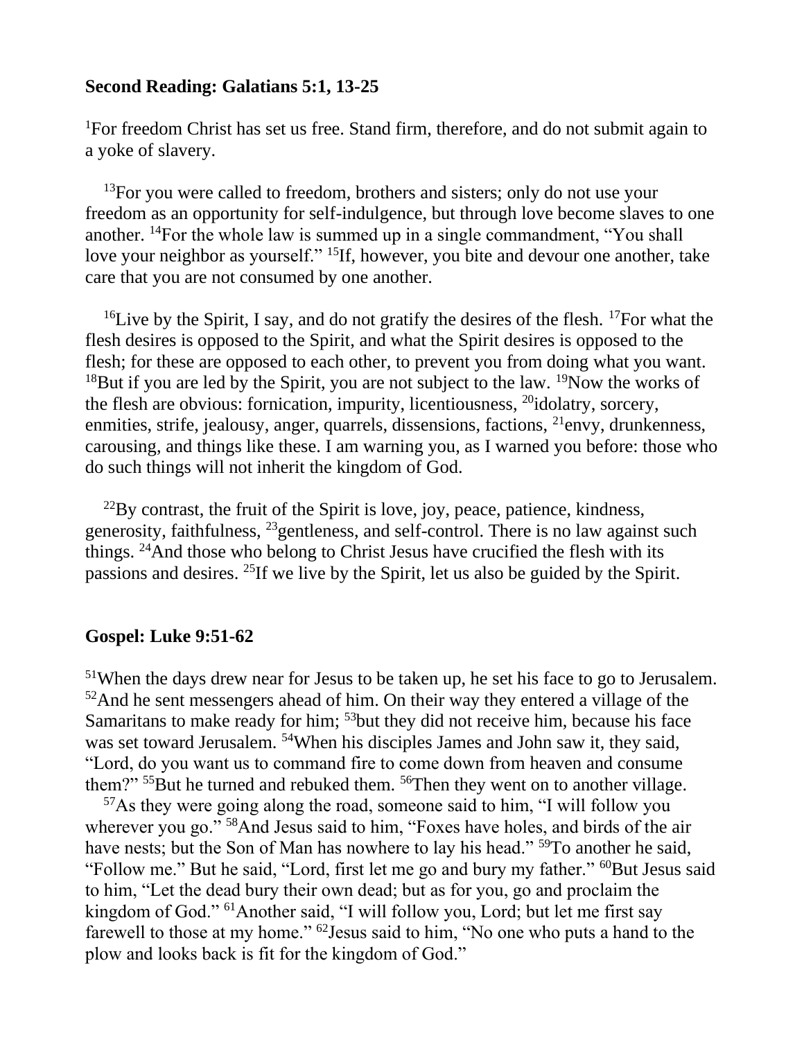**Second Reading: Galatians 5:1, 13-25**

[1]For freedom Christ has set us free. Stand firm, therefore, and do not submit again to a yoke of slavery.

[13]For you were called to freedom, brothers and sisters; only do not use your freedom as an opportunity for self-indulgence, but through love become slaves to one another. [14]For the whole law is summed up in a single commandment, "You shall love your neighbor as yourself." [15]If, however, you bite and devour one another, take care that you are not consumed by one another.

[16]Live by the Spirit, I say, and do not gratify the desires of the flesh. [17]For what the flesh desires is opposed to the Spirit, and what the Spirit desires is opposed to the flesh; for these are opposed to each other, to prevent you from doing what you want. [18]But if you are led by the Spirit, you are not subject to the law. [19]Now the works of the flesh are obvious: fornication, impurity, licentiousness, [20]idolatry, sorcery, enmities, strife, jealousy, anger, quarrels, dissensions, factions, [21]envy, drunkenness, carousing, and things like these. I am warning you, as I warned you before: those who do such things will not inherit the kingdom of God.

[22]By contrast, the fruit of the Spirit is love, joy, peace, patience, kindness, generosity, faithfulness, [23]gentleness, and self-control. There is no law against such things. [24]And those who belong to Christ Jesus have crucified the flesh with its passions and desires. [25]If we live by the Spirit, let us also be guided by the Spirit.

**Gospel: Luke 9:51-62**

[51]When the days drew near for Jesus to be taken up, he set his face to go to Jerusalem. [52]And he sent messengers ahead of him. On their way they entered a village of the Samaritans to make ready for him; [53]but they did not receive him, because his face was set toward Jerusalem. [54]When his disciples James and John saw it, they said, "Lord, do you want us to command fire to come down from heaven and consume them?" [55]But he turned and rebuked them. [56]Then they went on to another village.

[57]As they were going along the road, someone said to him, "I will follow you wherever you go." [58]And Jesus said to him, "Foxes have holes, and birds of the air have nests; but the Son of Man has nowhere to lay his head." [59]To another he said, "Follow me." But he said, "Lord, first let me go and bury my father." [60]But Jesus said to him, "Let the dead bury their own dead; but as for you, go and proclaim the kingdom of God." [61]Another said, "I will follow you, Lord; but let me first say farewell to those at my home." [62]Jesus said to him, "No one who puts a hand to the plow and looks back is fit for the kingdom of God."